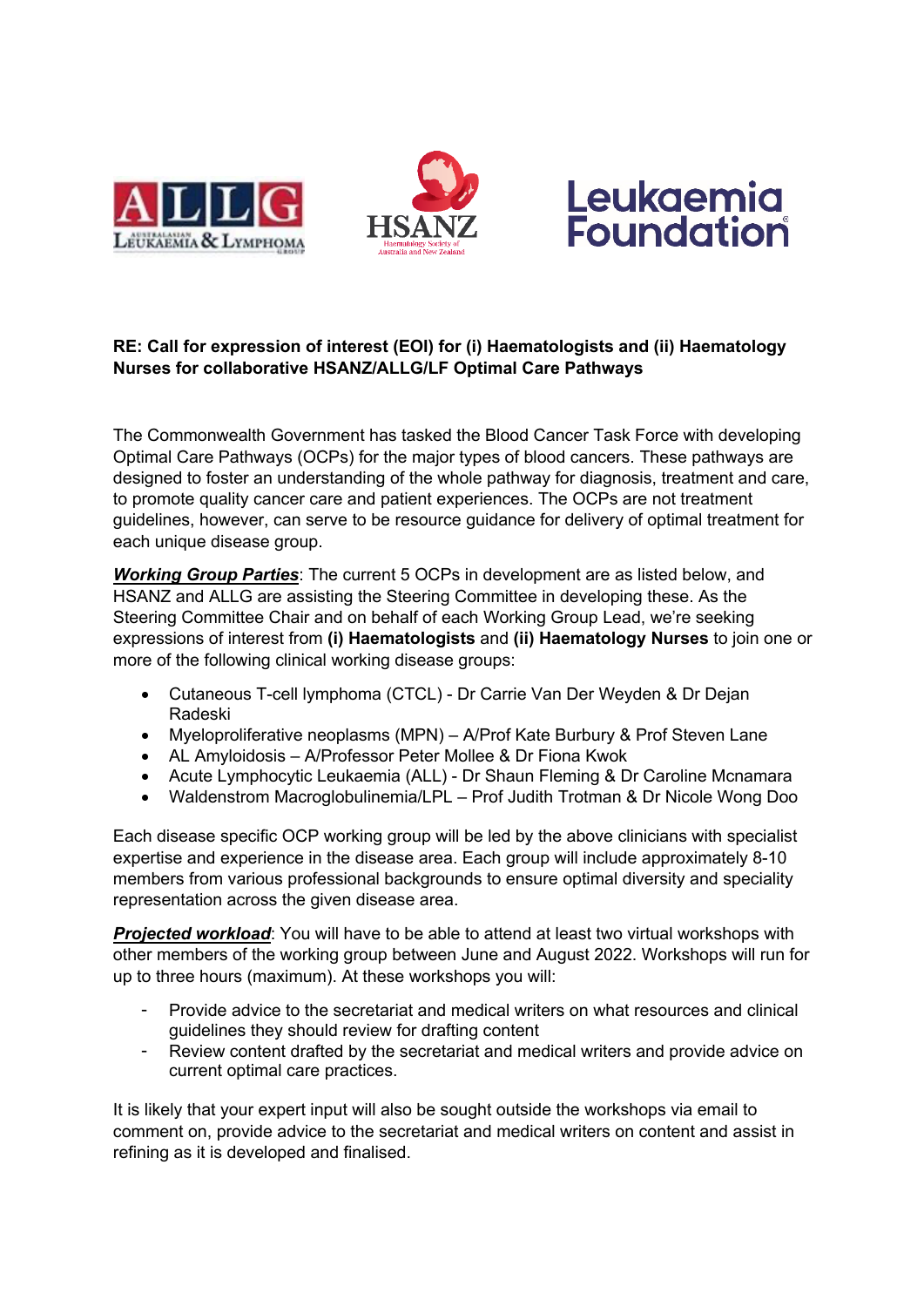**RE: Call for expression of interest (EOI) for (i) Haematologists and (ii) Haematology Nurses for collaborative HSANZ/ALLG/LF Optimal Care Pathways**

The Commonwealth Government has tasked the Blood Cancer Task Force with developing Optimal Care Pathways (OCPs) for the major types of blood cancers. These pathways are designed to foster an understanding of the whole pathway for diagnosis, treatment and care, to promote quality cancer care and patient experiences. The OCPs are not treatment guidelines, however, can serve to be resource guidance for delivery of optimal treatment for each unique disease group.

***Working Group Parties***: The current 5 OCPs in development are as listed below, and HSANZ and ALLG are assisting the Steering Committee in developing these. As the Steering Committee Chair and on behalf of each Working Group Lead, we're seeking expressions of interest from **(i) Haematologists** and **(ii) Haematology Nurses** to join one or more of the following clinical working disease groups:

- Cutaneous T-cell lymphoma (CTCL) - Dr Carrie Van Der Weyden & Dr Dejan Radeski
- Myeloproliferative neoplasms (MPN) – A/Prof Kate Burbury & Prof Steven Lane
- AL Amyloidosis – A/Professor Peter Mollee & Dr Fiona Kwok
- Acute Lymphocytic Leukaemia (ALL) - Dr Shaun Fleming & Dr Caroline Mcnamara
- Waldenstrom Macroglobulinemia/LPL – Prof Judith Trotman & Dr Nicole Wong Doo

Each disease specific OCP working group will be led by the above clinicians with specialist expertise and experience in the disease area. Each group will include approximately 8-10 members from various professional backgrounds to ensure optimal diversity and speciality representation across the given disease area.

***Projected workload***: You will have to be able to attend at least two virtual workshops with other members of the working group between June and August 2022. Workshops will run for up to three hours (maximum). At these workshops you will:

- Provide advice to the secretariat and medical writers on what resources and clinical guidelines they should review for drafting content
- Review content drafted by the secretariat and medical writers and provide advice on current optimal care practices.

It is likely that your expert input will also be sought outside the workshops via email to comment on, provide advice to the secretariat and medical writers on content and assist in refining as it is developed and finalised.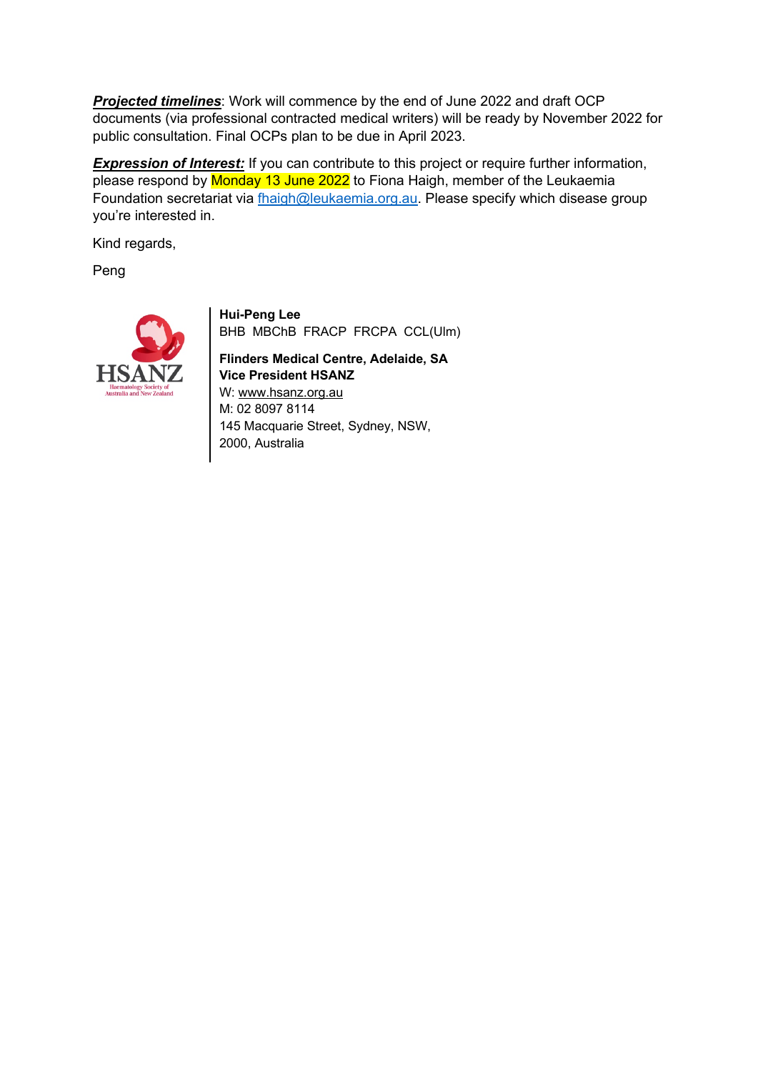***Projected timelines***: Work will commence by the end of June 2022 and draft OCP documents (via professional contracted medical writers) will be ready by November 2022 for public consultation. Final OCPs plan to be due in April 2023.

***Expression of Interest:*** If you can contribute to this project or require further information, please respond by Monday 13 June 2022 to Fiona Haigh, member of the Leukaemia Foundation secretariat via fhaigh@leukaemia.org.au. Please specify which disease group you're interested in.

Kind regards,

Peng

HSANZ
Haematology Society of Australia and New Zealand

**Hui-Peng Lee**
BHB MBChB FRACP FRCPA CCL(Ulm)

**Flinders Medical Centre, Adelaide, SA**
**Vice President HSANZ**
W: www.hsanz.org.au
M: 02 8097 8114
145 Macquarie Street, Sydney, NSW, 2000, Australia